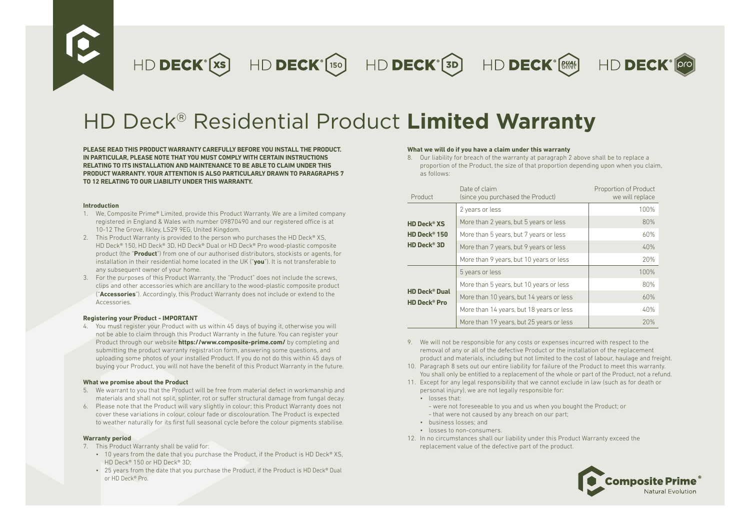HD DECK® XS HD DECK® 150 HD DECK® 3D HD DECK® DUAL HD DECK® pro

# HD Deck® Residential Product **Limited Warranty**

**PLEASE READ THIS PRODUCT WARRANTY CAREFULLY BEFORE YOU INSTALL THE PRODUCT. IN PARTICULAR, PLEASE NOTE THAT YOU MUST COMPLY WITH CERTAIN INSTRUCTIONS RELATING TO ITS INSTALLATION AND MAINTENANCE TO BE ABLE TO CLAIM UNDER THIS PRODUCT WARRANTY. YOUR ATTENTION IS ALSO PARTICULARLY DRAWN TO PARAGRAPHS 7 TO 12 RELATING TO OUR LIABILITY UNDER THIS WARRANTY.**

### Introduction

1. We, Composite Prime® Limited, provide this Product Warranty. We are a limited company registered in England & Wales with number 09870490 and our registered office is at 10-12 The Grove, Ilkley, LS29 9EG, United Kingdom.
2. This Product Warranty is provided to the person who purchases the HD Deck® XS, HD Deck® 150, HD Deck® 3D, HD Deck® Dual or HD Deck® Pro wood-plastic composite product (the "**Product**") from one of our authorised distributors, stockists or agents, for installation in their residential home located in the UK ("**you**"). It is not transferable to any subsequent owner of your home.
3. For the purposes of this Product Warranty, the "Product" does not include the screws, clips and other accessories which are ancillary to the wood-plastic composite product ("**Accessories**"). Accordingly, this Product Warranty does not include or extend to the Accessories.

### Registering your Product - IMPORTANT

4. You must register your Product with us within 45 days of buying it, otherwise you will not be able to claim through this Product Warranty in the future. You can register your Product through our website **https://www.composite-prime.com/** by completing and submitting the product warranty registration form, answering some questions, and uploading some photos of your installed Product. If you do not do this within 45 days of buying your Product, you will not have the benefit of this Product Warranty in the future.

### What we promise about the Product

5. We warrant to you that the Product will be free from material defect in workmanship and materials and shall not split, splinter, rot or suffer structural damage from fungal decay.
6. Please note that the Product will vary slightly in colour; this Product Warranty does not cover these variations in colour, colour fade or discolouration. The Product is expected to weather naturally for its first full seasonal cycle before the colour pigments stabilise.

### Warranty period

7. This Product Warranty shall be valid for:
   - 10 years from the date that you purchase the Product, if the Product is HD Deck® XS, HD Deck® 150 or HD Deck® 3D;
   - 25 years from the date that you purchase the Product, if the Product is HD Deck® Dual or HD Deck® Pro.

### What we will do if you have a claim under this warranty

8. Our liability for breach of the warranty at paragraph 2 above shall be to replace a proportion of the Product, the size of that proportion depending upon when you claim, as follows:

| Product | Date of claim (since you purchased the Product) | Proportion of Product we will replace |
|---|---|---|
| **HD Deck® XS HD Deck® 150 HD Deck® 3D** | 2 years or less | 100% |
| | More than 2 years, but 5 years or less | 80% |
| | More than 5 years, but 7 years or less | 60% |
| | More than 7 years, but 9 years or less | 40% |
| | More than 9 years, but 10 years or less | 20% |
| **HD Deck® Dual HD Deck® Pro** | 5 years or less | 100% |
| | More than 5 years, but 10 years or less | 80% |
| | More than 10 years, but 14 years or less | 60% |
| | More than 14 years, but 18 years or less | 40% |
| | More than 19 years, but 25 years or less | 20% |

9. We will not be responsible for any costs or expenses incurred with respect to the removal of any or all of the defective Product or the installation of the replacement product and materials, including but not limited to the cost of labour, haulage and freight.
10. Paragraph 8 sets out our entire liability for failure of the Product to meet this warranty. You shall only be entitled to a replacement of the whole or part of the Product, not a refund.
11. Except for any legal responsibility that we cannot exclude in law (such as for death or personal injury), we are not legally responsible for:
    - losses that:
      - were not foreseeable to you and us when you bought the Product; or
      - that were not caused by any breach on our part;
    - business losses; and
    - losses to non-consumers.
12. In no circumstances shall our liability under this Product Warranty exceed the replacement value of the defective part of the product.

Composite Prime® Natural Evolution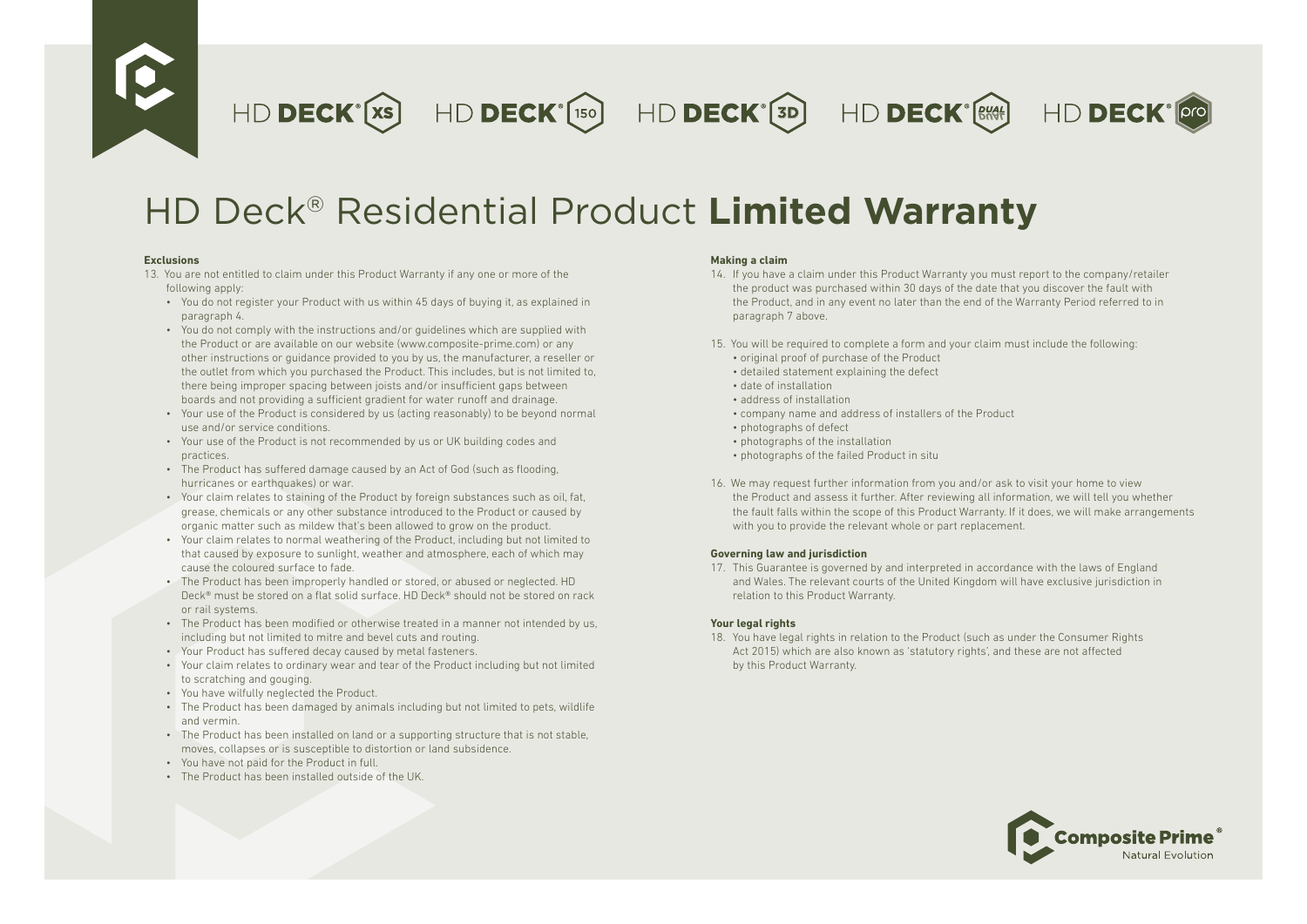HD DECK® XS HD DECK® 150 HD DECK® 3D HD DECK® DUAL HD DECK® pro

# HD Deck® Residential Product **Limited Warranty**

**Exclusions**

13. You are not entitled to claim under this Product Warranty if any one or more of the following apply:
    - You do not register your Product with us within 45 days of buying it, as explained in paragraph 4.
    - You do not comply with the instructions and/or guidelines which are supplied with the Product or are available on our website (www.composite-prime.com) or any other instructions or guidance provided to you by us, the manufacturer, a reseller or the outlet from which you purchased the Product. This includes, but is not limited to, there being improper spacing between joists and/or insufficient gaps between boards and not providing a sufficient gradient for water runoff and drainage.
    - Your use of the Product is considered by us (acting reasonably) to be beyond normal use and/or service conditions.
    - Your use of the Product is not recommended by us or UK building codes and practices.
    - The Product has suffered damage caused by an Act of God (such as flooding, hurricanes or earthquakes) or war.
    - Your claim relates to staining of the Product by foreign substances such as oil, fat, grease, chemicals or any other substance introduced to the Product or caused by organic matter such as mildew that's been allowed to grow on the product.
    - Your claim relates to normal weathering of the Product, including but not limited to that caused by exposure to sunlight, weather and atmosphere, each of which may cause the coloured surface to fade.
    - The Product has been improperly handled or stored, or abused or neglected. HD Deck® must be stored on a flat solid surface. HD Deck® should not be stored on rack or rail systems.
    - The Product has been modified or otherwise treated in a manner not intended by us, including but not limited to mitre and bevel cuts and routing.
    - Your Product has suffered decay caused by metal fasteners.
    - Your claim relates to ordinary wear and tear of the Product including but not limited to scratching and gouging.
    - You have wilfully neglected the Product.
    - The Product has been damaged by animals including but not limited to pets, wildlife and vermin.
    - The Product has been installed on land or a supporting structure that is not stable, moves, collapses or is susceptible to distortion or land subsidence.
    - You have not paid for the Product in full.
    - The Product has been installed outside of the UK.

**Making a claim**

14. If you have a claim under this Product Warranty you must report to the company/retailer the product was purchased within 30 days of the date that you discover the fault with the Product, and in any event no later than the end of the Warranty Period referred to in paragraph 7 above.

15. You will be required to complete a form and your claim must include the following:
    - original proof of purchase of the Product
    - detailed statement explaining the defect
    - date of installation
    - address of installation
    - company name and address of installers of the Product
    - photographs of defect
    - photographs of the installation
    - photographs of the failed Product in situ

16. We may request further information from you and/or ask to visit your home to view the Product and assess it further. After reviewing all information, we will tell you whether the fault falls within the scope of this Product Warranty. If it does, we will make arrangements with you to provide the relevant whole or part replacement.

**Governing law and jurisdiction**

17. This Guarantee is governed by and interpreted in accordance with the laws of England and Wales. The relevant courts of the United Kingdom will have exclusive jurisdiction in relation to this Product Warranty.

**Your legal rights**

18. You have legal rights in relation to the Product (such as under the Consumer Rights Act 2015) which are also known as 'statutory rights', and these are not affected by this Product Warranty.

Composite Prime®
Natural Evolution